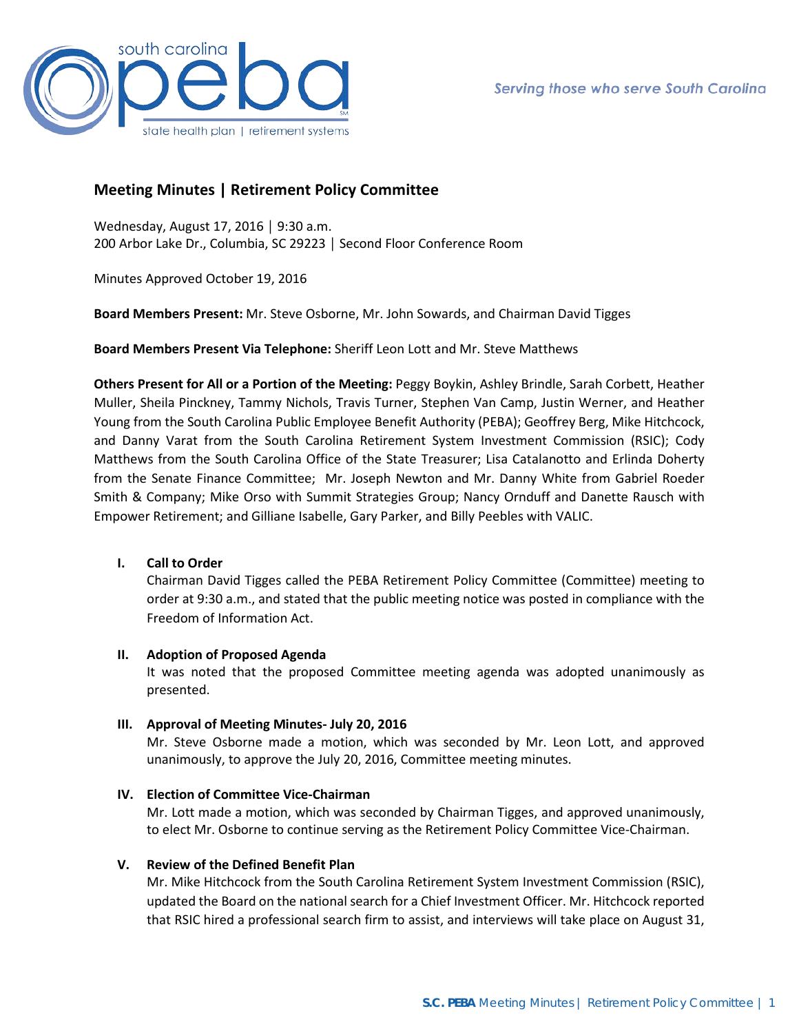## Meeting Minutes | Retirement Policy Committee

Wednesday, August 17, 2016 │ 9:30 a.m.
200 Arbor Lake Dr., Columbia, SC 29223 │ Second Floor Conference Room

Minutes Approved October 19, 2016

**Board Members Present:** Mr. Steve Osborne, Mr. John Sowards, and Chairman David Tigges

**Board Members Present Via Telephone:** Sheriff Leon Lott and Mr. Steve Matthews

**Others Present for All or a Portion of the Meeting:** Peggy Boykin, Ashley Brindle, Sarah Corbett, Heather Muller, Sheila Pinckney, Tammy Nichols, Travis Turner, Stephen Van Camp, Justin Werner, and Heather Young from the South Carolina Public Employee Benefit Authority (PEBA); Geoffrey Berg, Mike Hitchcock, and Danny Varat from the South Carolina Retirement System Investment Commission (RSIC); Cody Matthews from the South Carolina Office of the State Treasurer; Lisa Catalanotto and Erlinda Doherty from the Senate Finance Committee; Mr. Joseph Newton and Mr. Danny White from Gabriel Roeder Smith & Company; Mike Orso with Summit Strategies Group; Nancy Ornduff and Danette Rausch with Empower Retirement; and Gilliane Isabelle, Gary Parker, and Billy Peebles with VALIC.

**I. Call to Order**

Chairman David Tigges called the PEBA Retirement Policy Committee (Committee) meeting to order at 9:30 a.m., and stated that the public meeting notice was posted in compliance with the Freedom of Information Act.

**II. Adoption of Proposed Agenda**

It was noted that the proposed Committee meeting agenda was adopted unanimously as presented.

**III. Approval of Meeting Minutes- July 20, 2016**

Mr. Steve Osborne made a motion, which was seconded by Mr. Leon Lott, and approved unanimously, to approve the July 20, 2016, Committee meeting minutes.

**IV. Election of Committee Vice-Chairman**

Mr. Lott made a motion, which was seconded by Chairman Tigges, and approved unanimously, to elect Mr. Osborne to continue serving as the Retirement Policy Committee Vice-Chairman.

**V. Review of the Defined Benefit Plan**

Mr. Mike Hitchcock from the South Carolina Retirement System Investment Commission (RSIC), updated the Board on the national search for a Chief Investment Officer. Mr. Hitchcock reported that RSIC hired a professional search firm to assist, and interviews will take place on August 31,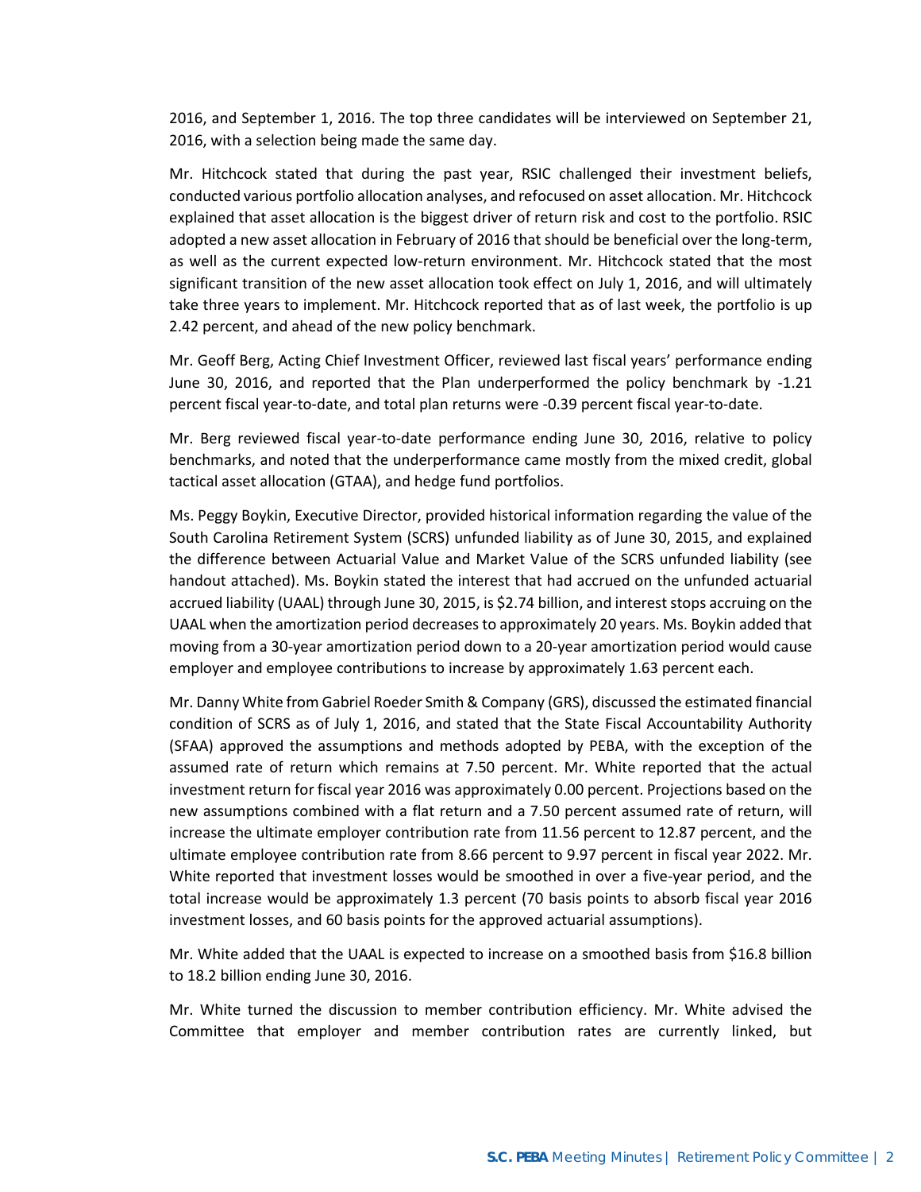2016, and September 1, 2016. The top three candidates will be interviewed on September 21, 2016, with a selection being made the same day.

Mr. Hitchcock stated that during the past year, RSIC challenged their investment beliefs, conducted various portfolio allocation analyses, and refocused on asset allocation. Mr. Hitchcock explained that asset allocation is the biggest driver of return risk and cost to the portfolio. RSIC adopted a new asset allocation in February of 2016 that should be beneficial over the long-term, as well as the current expected low-return environment. Mr. Hitchcock stated that the most significant transition of the new asset allocation took effect on July 1, 2016, and will ultimately take three years to implement. Mr. Hitchcock reported that as of last week, the portfolio is up 2.42 percent, and ahead of the new policy benchmark.

Mr. Geoff Berg, Acting Chief Investment Officer, reviewed last fiscal years' performance ending June 30, 2016, and reported that the Plan underperformed the policy benchmark by -1.21 percent fiscal year-to-date, and total plan returns were -0.39 percent fiscal year-to-date.

Mr. Berg reviewed fiscal year-to-date performance ending June 30, 2016, relative to policy benchmarks, and noted that the underperformance came mostly from the mixed credit, global tactical asset allocation (GTAA), and hedge fund portfolios.

Ms. Peggy Boykin, Executive Director, provided historical information regarding the value of the South Carolina Retirement System (SCRS) unfunded liability as of June 30, 2015, and explained the difference between Actuarial Value and Market Value of the SCRS unfunded liability (see handout attached). Ms. Boykin stated the interest that had accrued on the unfunded actuarial accrued liability (UAAL) through June 30, 2015, is $2.74 billion, and interest stops accruing on the UAAL when the amortization period decreases to approximately 20 years. Ms. Boykin added that moving from a 30-year amortization period down to a 20-year amortization period would cause employer and employee contributions to increase by approximately 1.63 percent each.

Mr. Danny White from Gabriel Roeder Smith & Company (GRS), discussed the estimated financial condition of SCRS as of July 1, 2016, and stated that the State Fiscal Accountability Authority (SFAA) approved the assumptions and methods adopted by PEBA, with the exception of the assumed rate of return which remains at 7.50 percent. Mr. White reported that the actual investment return for fiscal year 2016 was approximately 0.00 percent. Projections based on the new assumptions combined with a flat return and a 7.50 percent assumed rate of return, will increase the ultimate employer contribution rate from 11.56 percent to 12.87 percent, and the ultimate employee contribution rate from 8.66 percent to 9.97 percent in fiscal year 2022. Mr. White reported that investment losses would be smoothed in over a five-year period, and the total increase would be approximately 1.3 percent (70 basis points to absorb fiscal year 2016 investment losses, and 60 basis points for the approved actuarial assumptions).

Mr. White added that the UAAL is expected to increase on a smoothed basis from $16.8 billion to 18.2 billion ending June 30, 2016.

Mr. White turned the discussion to member contribution efficiency. Mr. White advised the Committee that employer and member contribution rates are currently linked, but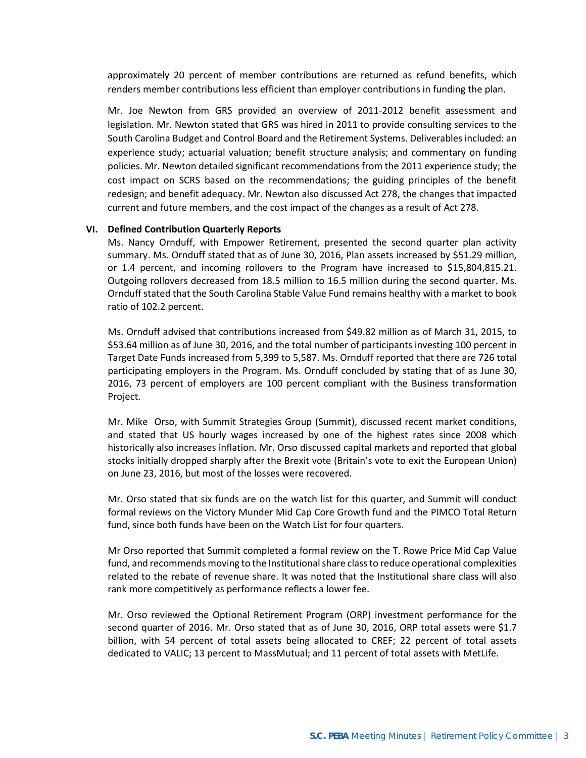approximately 20 percent of member contributions are returned as refund benefits, which renders member contributions less efficient than employer contributions in funding the plan.

Mr. Joe Newton from GRS provided an overview of 2011-2012 benefit assessment and legislation. Mr. Newton stated that GRS was hired in 2011 to provide consulting services to the South Carolina Budget and Control Board and the Retirement Systems. Deliverables included: an experience study; actuarial valuation; benefit structure analysis; and commentary on funding policies. Mr. Newton detailed significant recommendations from the 2011 experience study; the cost impact on SCRS based on the recommendations; the guiding principles of the benefit redesign; and benefit adequacy. Mr. Newton also discussed Act 278, the changes that impacted current and future members, and the cost impact of the changes as a result of Act 278.

**VI. Defined Contribution Quarterly Reports**

Ms. Nancy Ornduff, with Empower Retirement, presented the second quarter plan activity summary. Ms. Ornduff stated that as of June 30, 2016, Plan assets increased by $51.29 million, or 1.4 percent, and incoming rollovers to the Program have increased to $15,804,815.21. Outgoing rollovers decreased from 18.5 million to 16.5 million during the second quarter. Ms. Ornduff stated that the South Carolina Stable Value Fund remains healthy with a market to book ratio of 102.2 percent.

Ms. Ornduff advised that contributions increased from $49.82 million as of March 31, 2015, to $53.64 million as of June 30, 2016, and the total number of participants investing 100 percent in Target Date Funds increased from 5,399 to 5,587. Ms. Ornduff reported that there are 726 total participating employers in the Program. Ms. Ornduff concluded by stating that of as June 30, 2016, 73 percent of employers are 100 percent compliant with the Business transformation Project.

Mr. Mike Orso, with Summit Strategies Group (Summit), discussed recent market conditions, and stated that US hourly wages increased by one of the highest rates since 2008 which historically also increases inflation. Mr. Orso discussed capital markets and reported that global stocks initially dropped sharply after the Brexit vote (Britain's vote to exit the European Union) on June 23, 2016, but most of the losses were recovered.

Mr. Orso stated that six funds are on the watch list for this quarter, and Summit will conduct formal reviews on the Victory Munder Mid Cap Core Growth fund and the PIMCO Total Return fund, since both funds have been on the Watch List for four quarters.

Mr Orso reported that Summit completed a formal review on the T. Rowe Price Mid Cap Value fund, and recommends moving to the Institutional share class to reduce operational complexities related to the rebate of revenue share. It was noted that the Institutional share class will also rank more competitively as performance reflects a lower fee.

Mr. Orso reviewed the Optional Retirement Program (ORP) investment performance for the second quarter of 2016. Mr. Orso stated that as of June 30, 2016, ORP total assets were $1.7 billion, with 54 percent of total assets being allocated to CREF; 22 percent of total assets dedicated to VALIC; 13 percent to MassMutual; and 11 percent of total assets with MetLife.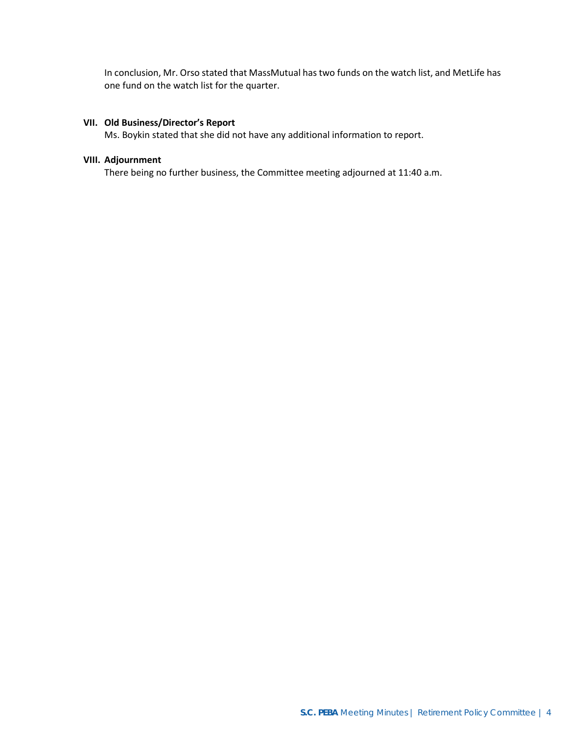In conclusion, Mr. Orso stated that MassMutual has two funds on the watch list, and MetLife has one fund on the watch list for the quarter.

**VII. Old Business/Director's Report**

Ms. Boykin stated that she did not have any additional information to report.

**VIII. Adjournment**

There being no further business, the Committee meeting adjourned at 11:40 a.m.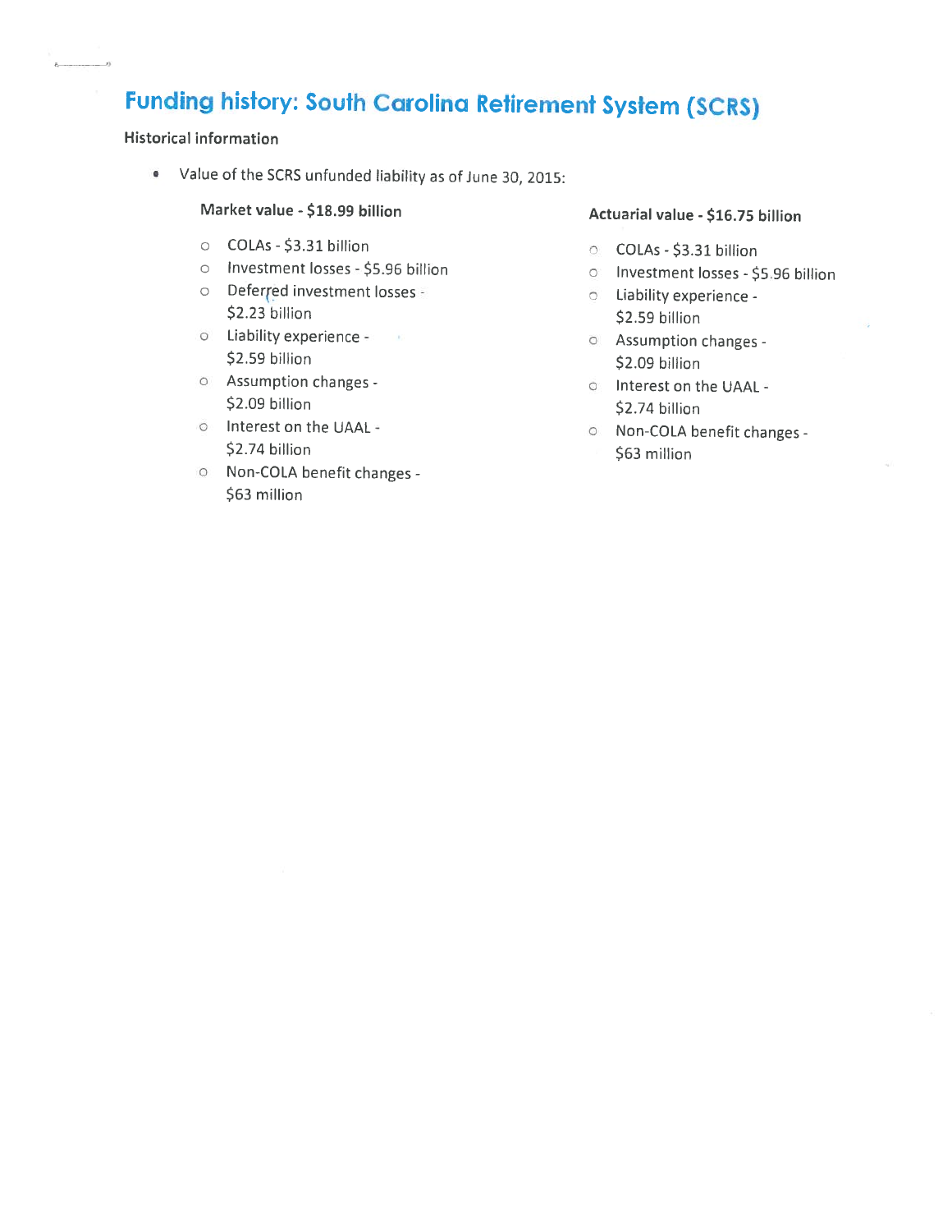# Funding history: South Carolina Retirement System (SCRS)

**Historical information**

- Value of the SCRS unfunded liability as of June 30, 2015:

  **Market value - $18.99 billion**

  - COLAs - $3.31 billion
  - Investment losses - $5.96 billion
  - Deferred investment losses - $2.23 billion
  - Liability experience - $2.59 billion
  - Assumption changes - $2.09 billion
  - Interest on the UAAL - $2.74 billion
  - Non-COLA benefit changes - $63 million

  **Actuarial value - $16.75 billion**

  - COLAs - $3.31 billion
  - Investment losses - $5.96 billion
  - Liability experience - $2.59 billion
  - Assumption changes - $2.09 billion
  - Interest on the UAAL - $2.74 billion
  - Non-COLA benefit changes - $63 million